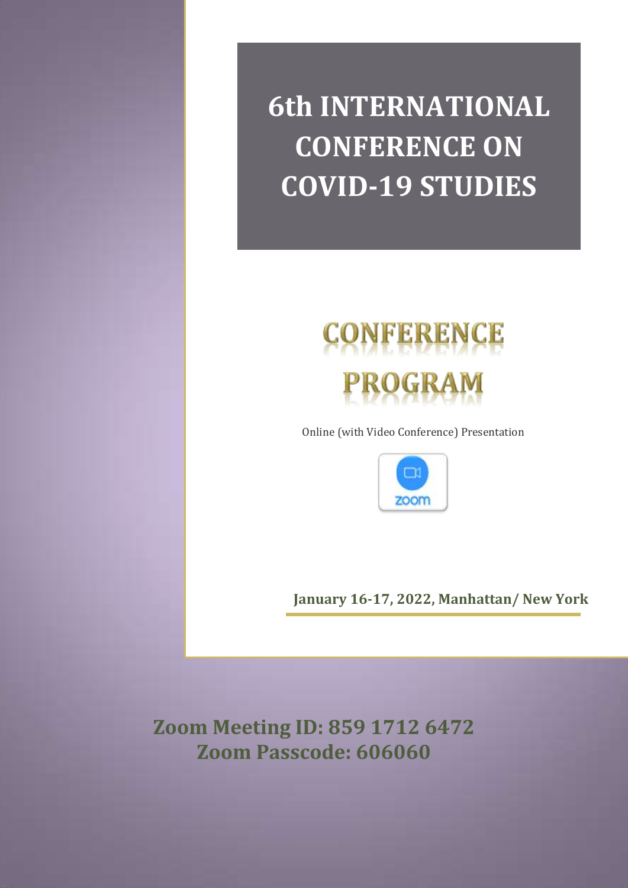# 6th INTERNATIONAL CONFERENCE ON COVID-19 STUDIES

## CONFERENCE PROGRAM

Online (with Video Conference) Presentation

zoom

**January 16-17, 2022, Manhattan/ New York**

**Zoom Meeting ID: 859 1712 6472**
**Zoom Passcode: 606060**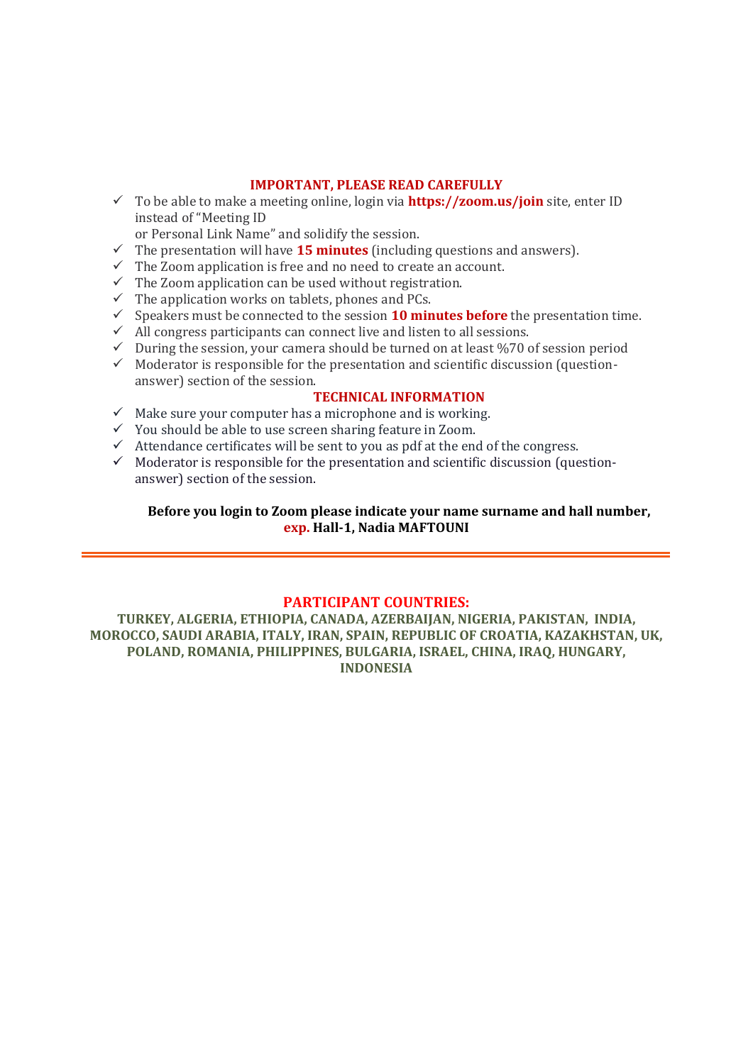## IMPORTANT, PLEASE READ CAREFULLY

- ✓ To be able to make a meeting online, login via **https://zoom.us/join** site, enter ID instead of "Meeting ID or Personal Link Name" and solidify the session.
- ✓ The presentation will have **15 minutes** (including questions and answers).
- ✓ The Zoom application is free and no need to create an account.
- ✓ The Zoom application can be used without registration.
- ✓ The application works on tablets, phones and PCs.
- ✓ Speakers must be connected to the session **10 minutes before** the presentation time.
- ✓ All congress participants can connect live and listen to all sessions.
- ✓ During the session, your camera should be turned on at least %70 of session period
- ✓ Moderator is responsible for the presentation and scientific discussion (question-answer) section of the session.

## TECHNICAL INFORMATION

- ✓ Make sure your computer has a microphone and is working.
- ✓ You should be able to use screen sharing feature in Zoom.
- ✓ Attendance certificates will be sent to you as pdf at the end of the congress.
- ✓ Moderator is responsible for the presentation and scientific discussion (question-answer) section of the session.

**Before you login to Zoom please indicate your name surname and hall number, exp. Hall-1, Nadia MAFTOUNI**

---

## PARTICIPANT COUNTRIES:

**TURKEY, ALGERIA, ETHIOPIA, CANADA, AZERBAIJAN, NIGERIA, PAKISTAN, INDIA, MOROCCO, SAUDI ARABIA, ITALY, IRAN, SPAIN, REPUBLIC OF CROATIA, KAZAKHSTAN, UK, POLAND, ROMANIA, PHILIPPINES, BULGARIA, ISRAEL, CHINA, IRAQ, HUNGARY, INDONESIA**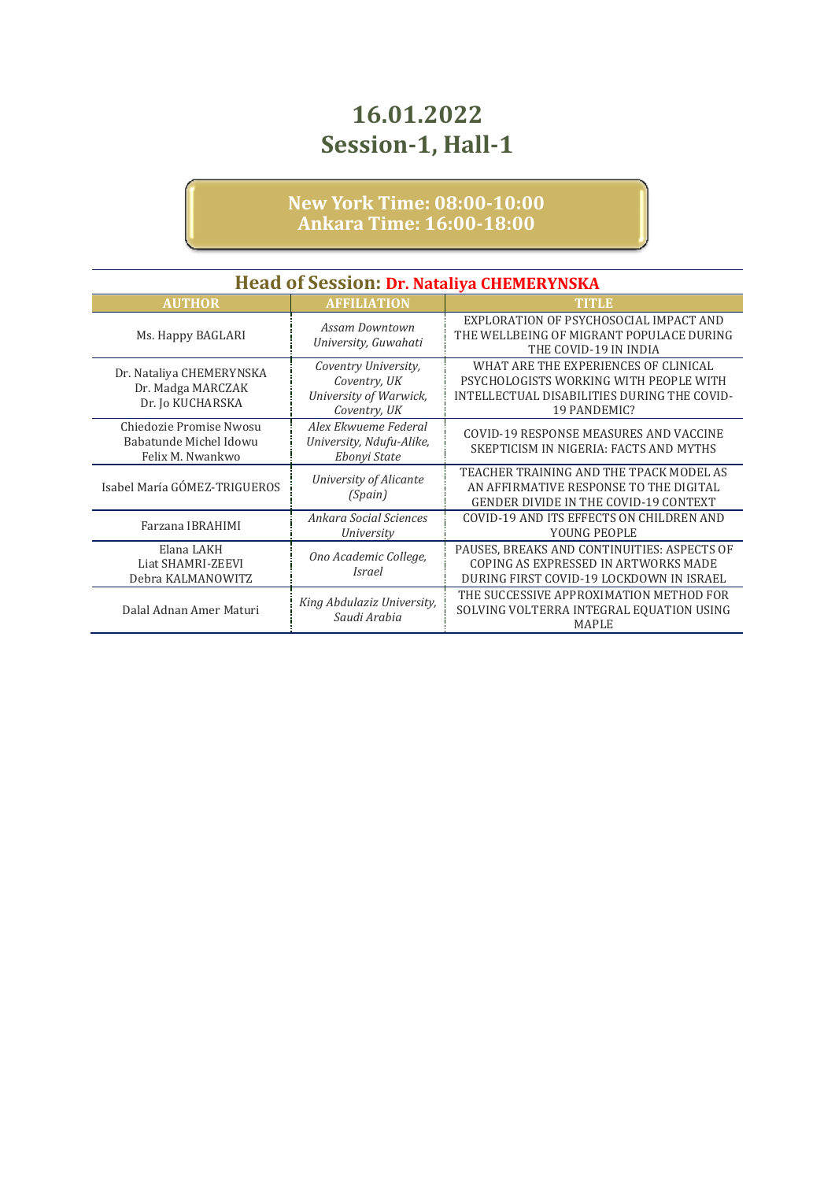# 16.01.2022
# Session-1, Hall-1

**New York Time: 08:00-10:00**
**Ankara Time: 16:00-18:00**

## Head of Session: Dr. Nataliya CHEMERYNSKA

| AUTHOR | AFFILIATION | TITLE |
|---|---|---|
| Ms. Happy BAGLARI | *Assam Downtown University, Guwahati* | EXPLORATION OF PSYCHOSOCIAL IMPACT AND THE WELLBEING OF MIGRANT POPULACE DURING THE COVID-19 IN INDIA |
| Dr. Nataliya CHEMERYNSKA<br>Dr. Madga MARCZAK<br>Dr. Jo KUCHARSKA | *Coventry University, Coventry, UK*<br>*University of Warwick, Coventry, UK* | WHAT ARE THE EXPERIENCES OF CLINICAL PSYCHOLOGISTS WORKING WITH PEOPLE WITH INTELLECTUAL DISABILITIES DURING THE COVID-19 PANDEMIC? |
| Chiedozie Promise Nwosu<br>Babatunde Michel Idowu<br>Felix M. Nwankwo | *Alex Ekwueme Federal University, Ndufu-Alike, Ebonyi State* | COVID-19 RESPONSE MEASURES AND VACCINE SKEPTICISM IN NIGERIA: FACTS AND MYTHS |
| Isabel María GÓMEZ-TRIGUEROS | *University of Alicante (Spain)* | TEACHER TRAINING AND THE TPACK MODEL AS AN AFFIRMATIVE RESPONSE TO THE DIGITAL GENDER DIVIDE IN THE COVID-19 CONTEXT |
| Farzana IBRAHIMI | *Ankara Social Sciences University* | COVID-19 AND ITS EFFECTS ON CHILDREN AND YOUNG PEOPLE |
| Elana LAKH<br>Liat SHAMRI-ZEEVI<br>Debra KALMANOWITZ | *Ono Academic College, Israel* | PAUSES, BREAKS AND CONTINUITIES: ASPECTS OF COPING AS EXPRESSED IN ARTWORKS MADE DURING FIRST COVID-19 LOCKDOWN IN ISRAEL |
| Dalal Adnan Amer Maturi | *King Abdulaziz University, Saudi Arabia* | THE SUCCESSIVE APPROXIMATION METHOD FOR SOLVING VOLTERRA INTEGRAL EQUATION USING MAPLE |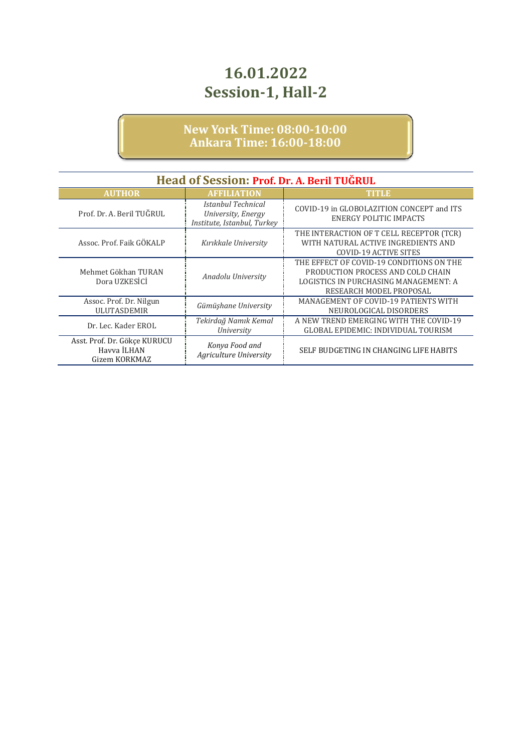# 16.01.2022
# Session-1, Hall-2

**New York Time: 08:00-10:00**
**Ankara Time: 16:00-18:00**

## Head of Session: Prof. Dr. A. Beril TUĞRUL

| AUTHOR | AFFILIATION | TITLE |
|---|---|---|
| Prof. Dr. A. Beril TUĞRUL | *Istanbul Technical University, Energy Institute, Istanbul, Turkey* | COVID-19 in GLOBOLAZITION CONCEPT and ITS ENERGY POLITIC IMPACTS |
| Assoc. Prof. Faik GÖKALP | *Kırıkkale University* | THE INTERACTION OF T CELL RECEPTOR (TCR) WITH NATURAL ACTIVE INGREDIENTS AND COVID-19 ACTIVE SITES |
| Mehmet Gökhan TURAN<br>Dora UZKESİCİ | *Anadolu University* | THE EFFECT OF COVID-19 CONDITIONS ON THE PRODUCTION PROCESS AND COLD CHAIN LOGISTICS IN PURCHASING MANAGEMENT: A RESEARCH MODEL PROPOSAL |
| Assoc. Prof. Dr. Nilgun ULUTASDEMIR | *Gümüşhane University* | MANAGEMENT OF COVID-19 PATIENTS WITH NEUROLOGICAL DISORDERS |
| Dr. Lec. Kader EROL | *Tekirdağ Namık Kemal University* | A NEW TREND EMERGING WITH THE COVID-19 GLOBAL EPIDEMIC: INDIVIDUAL TOURISM |
| Asst. Prof. Dr. Gökçe KURUCU<br>Havva İLHAN<br>Gizem KORKMAZ | *Konya Food and Agriculture University* | SELF BUDGETING IN CHANGING LIFE HABITS |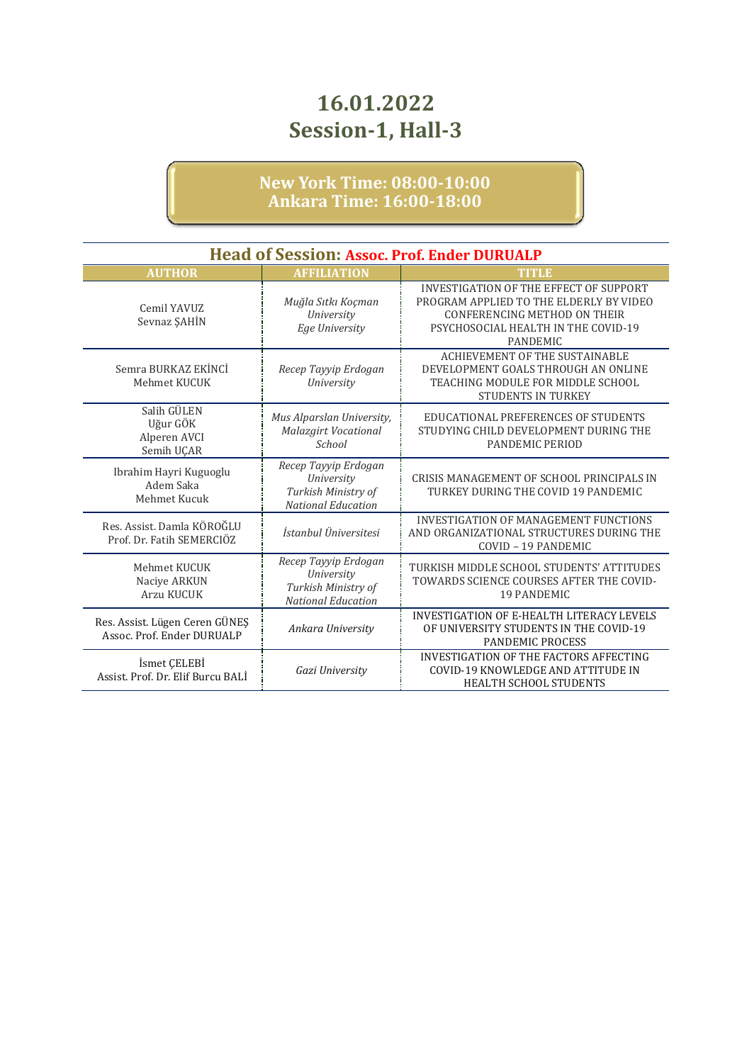# 16.01.2022
# Session-1, Hall-3

**New York Time: 08:00-10:00**
**Ankara Time: 16:00-18:00**

## Head of Session: Assoc. Prof. Ender DURUALP

| AUTHOR | AFFILIATION | TITLE |
|---|---|---|
| Cemil YAVUZ<br>Sevnaz ŞAHİN | *Muğla Sıtkı Koçman University*<br>*Ege University* | INVESTIGATION OF THE EFFECT OF SUPPORT PROGRAM APPLIED TO THE ELDERLY BY VIDEO CONFERENCING METHOD ON THEIR PSYCHOSOCIAL HEALTH IN THE COVID-19 PANDEMIC |
| Semra BURKAZ EKİNCİ<br>Mehmet KUCUK | *Recep Tayyip Erdogan University* | ACHIEVEMENT OF THE SUSTAINABLE DEVELOPMENT GOALS THROUGH AN ONLINE TEACHING MODULE FOR MIDDLE SCHOOL STUDENTS IN TURKEY |
| Salih GÜLEN<br>Uğur GÖK<br>Alperen AVCI<br>Semih UÇAR | *Mus Alparslan University, Malazgirt Vocational School* | EDUCATIONAL PREFERENCES OF STUDENTS STUDYING CHILD DEVELOPMENT DURING THE PANDEMIC PERIOD |
| Ibrahim Hayri Kuguoglu<br>Adem Saka<br>Mehmet Kucuk | *Recep Tayyip Erdogan University*<br>*Turkish Ministry of National Education* | CRISIS MANAGEMENT OF SCHOOL PRINCIPALS IN TURKEY DURING THE COVID 19 PANDEMIC |
| Res. Assist. Damla KÖROĞLU<br>Prof. Dr. Fatih SEMERCIÖZ | *İstanbul Üniversitesi* | INVESTIGATION OF MANAGEMENT FUNCTIONS AND ORGANIZATIONAL STRUCTURES DURING THE COVID – 19 PANDEMIC |
| Mehmet KUCUK<br>Naciye ARKUN<br>Arzu KUCUK | *Recep Tayyip Erdogan University*<br>*Turkish Ministry of National Education* | TURKISH MIDDLE SCHOOL STUDENTS' ATTITUDES TOWARDS SCIENCE COURSES AFTER THE COVID-19 PANDEMIC |
| Res. Assist. Lügen Ceren GÜNEŞ<br>Assoc. Prof. Ender DURUALP | *Ankara University* | INVESTIGATION OF E-HEALTH LITERACY LEVELS OF UNIVERSITY STUDENTS IN THE COVID-19 PANDEMIC PROCESS |
| İsmet ÇELEBİ<br>Assist. Prof. Dr. Elif Burcu BALİ | *Gazi University* | INVESTIGATION OF THE FACTORS AFFECTING COVID-19 KNOWLEDGE AND ATTITUDE IN HEALTH SCHOOL STUDENTS |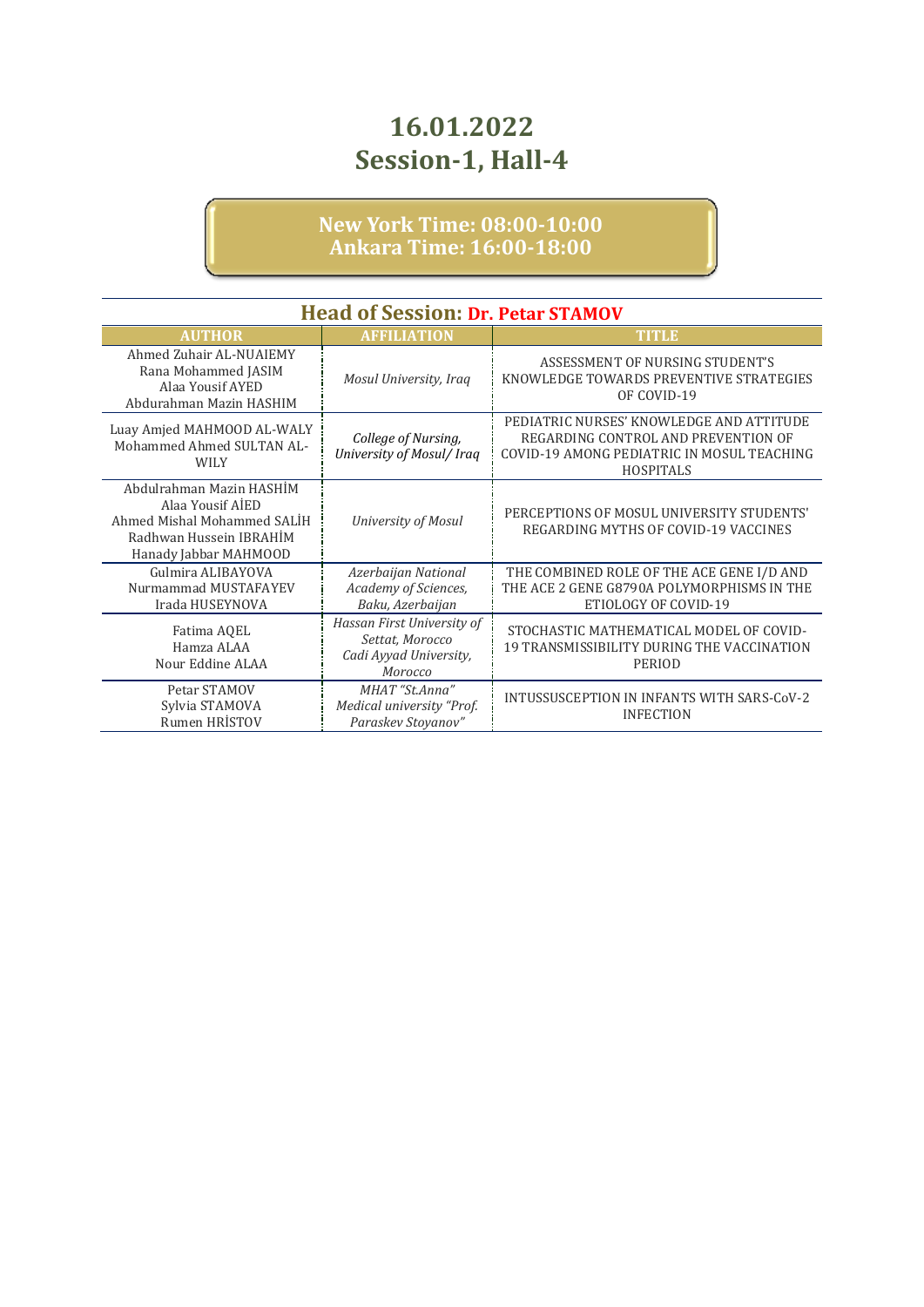# 16.01.2022
# Session-1, Hall-4

**New York Time: 08:00-10:00**
**Ankara Time: 16:00-18:00**

## Head of Session: Dr. Petar STAMOV

| AUTHOR | AFFILIATION | TITLE |
|---|---|---|
| Ahmed Zuhair AL-NUAIEMY<br>Rana Mohammed JASIM<br>Alaa Yousif AYED<br>Abdurahman Mazin HASHIM | *Mosul University, Iraq* | ASSESSMENT OF NURSING STUDENT'S KNOWLEDGE TOWARDS PREVENTIVE STRATEGIES OF COVID-19 |
| Luay Amjed MAHMOOD AL-WALY<br>Mohammed Ahmed SULTAN AL-WILY | *College of Nursing, University of Mosul/ Iraq* | PEDIATRIC NURSES' KNOWLEDGE AND ATTITUDE REGARDING CONTROL AND PREVENTION OF COVID-19 AMONG PEDIATRIC IN MOSUL TEACHING HOSPITALS |
| Abdulrahman Mazin HASHİM<br>Alaa Yousif AİED<br>Ahmed Mishal Mohammed SALİH<br>Radhwan Hussein IBRAHİM<br>Hanady Jabbar MAHMOOD | *University of Mosul* | PERCEPTIONS OF MOSUL UNIVERSITY STUDENTS' REGARDING MYTHS OF COVID-19 VACCINES |
| Gulmira ALIBAYOVA<br>Nurmammad MUSTAFAYEV<br>Irada HUSEYNOVA | *Azerbaijan National Academy of Sciences, Baku, Azerbaijan* | THE COMBINED ROLE OF THE ACE GENE I/D AND THE ACE 2 GENE G8790A POLYMORPHISMS IN THE ETIOLOGY OF COVID-19 |
| Fatima AQEL<br>Hamza ALAA<br>Nour Eddine ALAA | *Hassan First University of Settat, Morocco*<br>*Cadi Ayyad University, Morocco* | STOCHASTIC MATHEMATICAL MODEL OF COVID-19 TRANSMISSIBILITY DURING THE VACCINATION PERIOD |
| Petar STAMOV<br>Sylvia STAMOVA<br>Rumen HRİSTOV | *MHAT "St.Anna"*<br>*Medical university "Prof. Paraskev Stoyanov"* | INTUSSUSCEPTION IN INFANTS WITH SARS-CoV-2 INFECTION |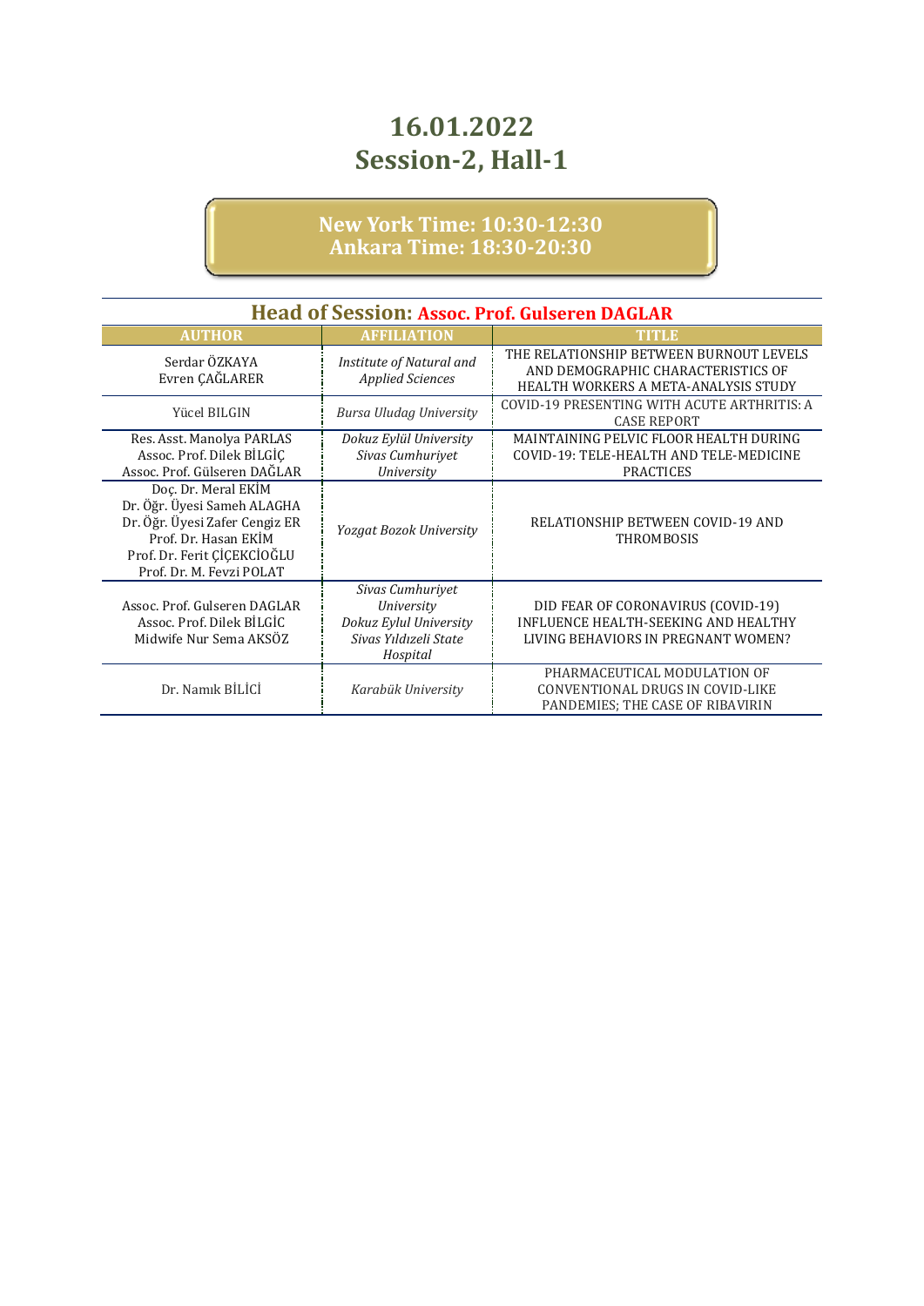# 16.01.2022
# Session-2, Hall-1

**New York Time: 10:30-12:30**
**Ankara Time: 18:30-20:30**

## Head of Session: Assoc. Prof. Gulseren DAGLAR

| AUTHOR | AFFILIATION | TITLE |
|---|---|---|
| Serdar ÖZKAYA<br>Evren ÇAĞLARER | *Institute of Natural and Applied Sciences* | THE RELATIONSHIP BETWEEN BURNOUT LEVELS AND DEMOGRAPHIC CHARACTERISTICS OF HEALTH WORKERS A META-ANALYSIS STUDY |
| Yücel BILGIN | *Bursa Uludag University* | COVID-19 PRESENTING WITH ACUTE ARTHRITIS: A CASE REPORT |
| Res. Asst. Manolya PARLAS<br>Assoc. Prof. Dilek BİLGİÇ<br>Assoc. Prof. Gülseren DAĞLAR | *Dokuz Eylül University*<br>*Sivas Cumhuriyet University* | MAINTAINING PELVIC FLOOR HEALTH DURING COVID-19: TELE-HEALTH AND TELE-MEDICINE PRACTICES |
| Doç. Dr. Meral EKİM<br>Dr. Öğr. Üyesi Sameh ALAGHA<br>Dr. Öğr. Üyesi Zafer Cengiz ER<br>Prof. Dr. Hasan EKİM<br>Prof. Dr. Ferit ÇİÇEKCİOĞLU<br>Prof. Dr. M. Fevzi POLAT | *Yozgat Bozok University* | RELATIONSHIP BETWEEN COVID-19 AND THROMBOSIS |
| Assoc. Prof. Gulseren DAGLAR<br>Assoc. Prof. Dilek BİLGİC<br>Midwife Nur Sema AKSÖZ | *Sivas Cumhuriyet University*<br>*Dokuz Eylul University*<br>*Sivas Yıldızeli State Hospital* | DID FEAR OF CORONAVIRUS (COVID-19) INFLUENCE HEALTH-SEEKING AND HEALTHY LIVING BEHAVIORS IN PREGNANT WOMEN? |
| Dr. Namık BİLİCİ | *Karabük University* | PHARMACEUTICAL MODULATION OF CONVENTIONAL DRUGS IN COVID-LIKE PANDEMIES; THE CASE OF RIBAVIRIN |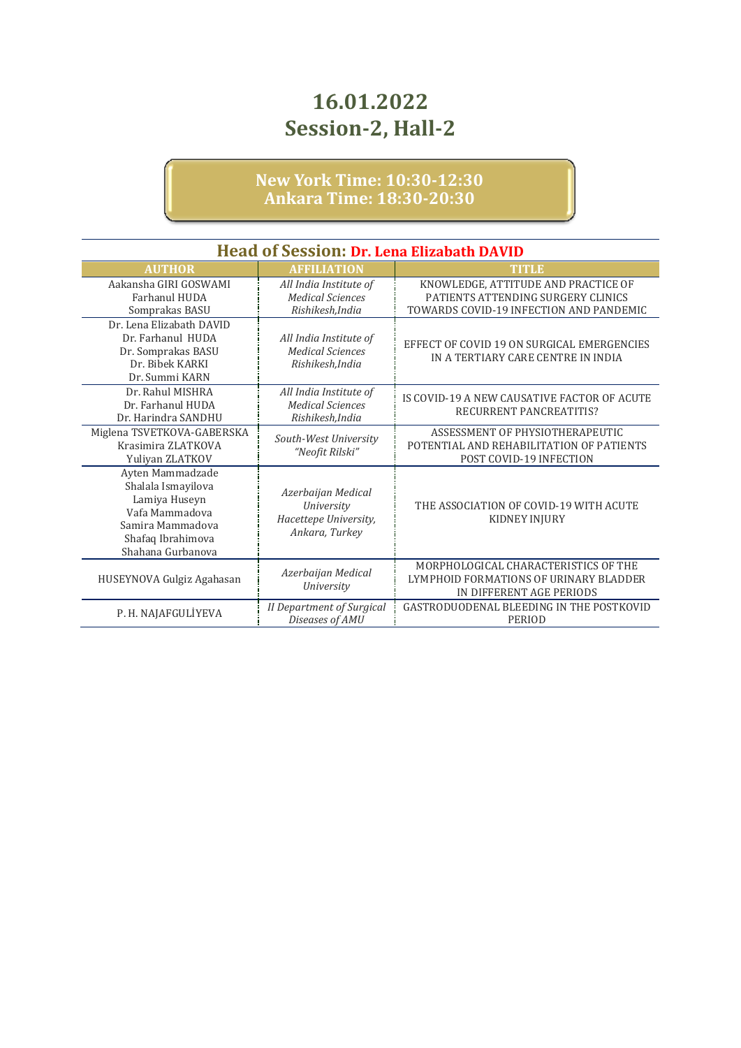# 16.01.2022
# Session-2, Hall-2

**New York Time: 10:30-12:30**
**Ankara Time: 18:30-20:30**

## Head of Session: Dr. Lena Elizabath DAVID

| AUTHOR | AFFILIATION | TITLE |
|---|---|---|
| Aakansha GIRI GOSWAMI<br>Farhanul HUDA<br>Somprakas BASU | *All India Institute of Medical Sciences Rishikesh,India* | KNOWLEDGE, ATTITUDE AND PRACTICE OF PATIENTS ATTENDING SURGERY CLINICS TOWARDS COVID-19 INFECTION AND PANDEMIC |
| Dr. Lena Elizabath DAVID<br>Dr. Farhanul HUDA<br>Dr. Somprakas BASU<br>Dr. Bibek KARKI<br>Dr. Summi KARN | *All India Institute of Medical Sciences Rishikesh,India* | EFFECT OF COVID 19 ON SURGICAL EMERGENCIES IN A TERTIARY CARE CENTRE IN INDIA |
| Dr. Rahul MISHRA<br>Dr. Farhanul HUDA<br>Dr. Harindra SANDHU | *All India Institute of Medical Sciences Rishikesh,India* | IS COVID-19 A NEW CAUSATIVE FACTOR OF ACUTE RECURRENT PANCREATITIS? |
| Miglena TSVETKOVA-GABERSKA<br>Krasimira ZLATKOVA<br>Yuliyan ZLATKOV | *South-West University "Neofit Rilski"* | ASSESSMENT OF PHYSIOTHERAPEUTIC POTENTIAL AND REHABILITATION OF PATIENTS POST COVID-19 INFECTION |
| Ayten Mammadzade<br>Shalala Ismayilova<br>Lamiya Huseyn<br>Vafa Mammadova<br>Samira Mammadova<br>Shafaq Ibrahimova<br>Shahana Gurbanova | *Azerbaijan Medical University Hacettepe University, Ankara, Turkey* | THE ASSOCIATION OF COVID-19 WITH ACUTE KIDNEY INJURY |
| HUSEYNOVA Gulgiz Agahasan | *Azerbaijan Medical University* | MORPHOLOGICAL CHARACTERISTICS OF THE LYMPHOID FORMATIONS OF URINARY BLADDER IN DIFFERENT AGE PERIODS |
| P. H. NAJAFGULİYEVA | *II Department of Surgical Diseases of AMU* | GASTRODUODENAL BLEEDING IN THE POSTKOVID PERIOD |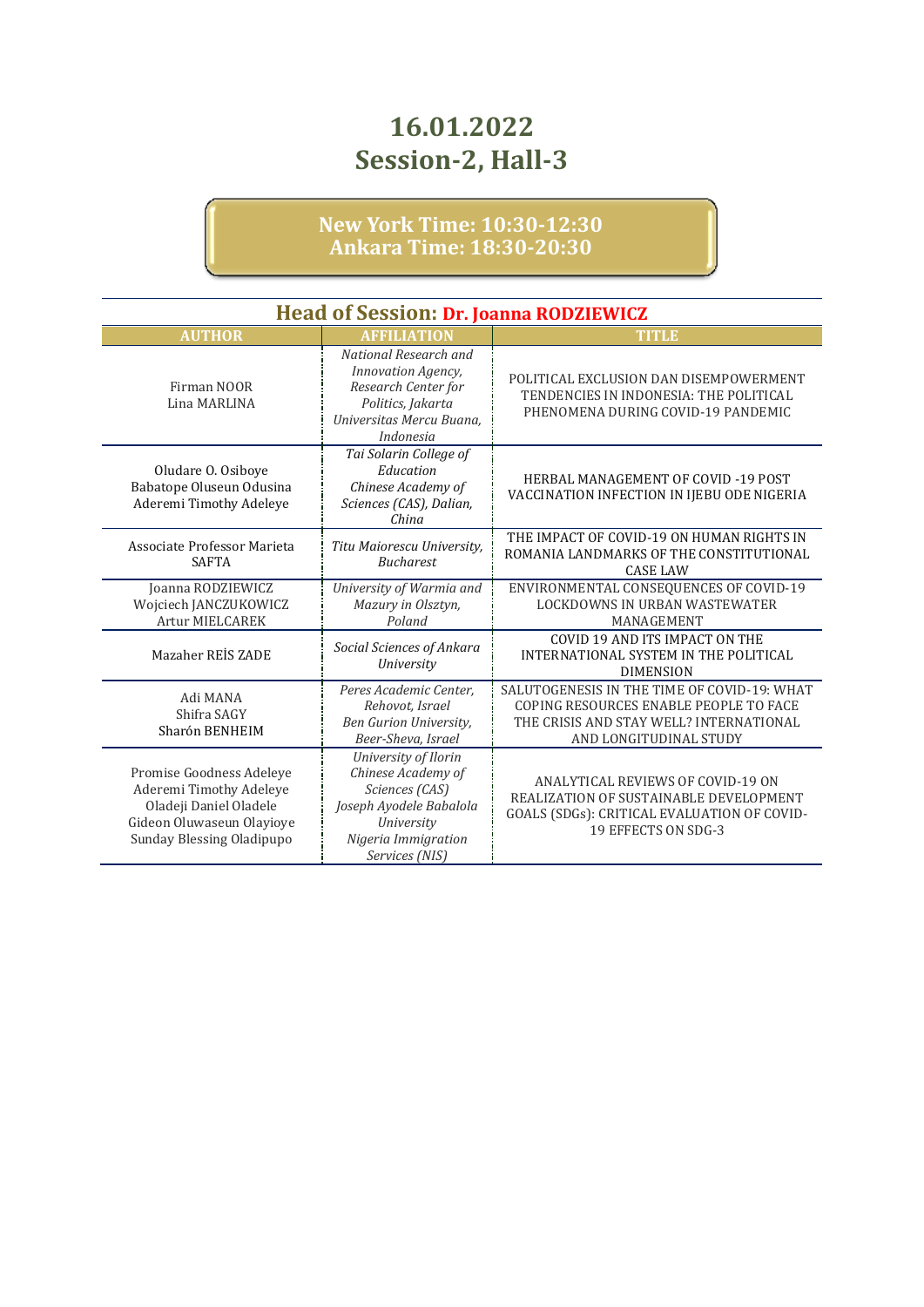# 16.01.2022
# Session-2, Hall-3

**New York Time: 10:30-12:30**
**Ankara Time: 18:30-20:30**

## Head of Session: Dr. Joanna RODZIEWICZ

| AUTHOR | AFFILIATION | TITLE |
|---|---|---|
| Firman NOOR<br>Lina MARLINA | *National Research and Innovation Agency, Research Center for Politics, Jakarta*<br>*Universitas Mercu Buana, Indonesia* | POLITICAL EXCLUSION DAN DISEMPOWERMENT TENDENCIES IN INDONESIA: THE POLITICAL PHENOMENA DURING COVID-19 PANDEMIC |
| Oludare O. Osiboye<br>Babatope Oluseun Odusina<br>Aderemi Timothy Adeleye | *Tai Solarin College of Education*<br>*Chinese Academy of Sciences (CAS), Dalian, China* | HERBAL MANAGEMENT OF COVID -19 POST VACCINATION INFECTION IN IJEBU ODE NIGERIA |
| Associate Professor Marieta SAFTA | *Titu Maiorescu University, Bucharest* | THE IMPACT OF COVID-19 ON HUMAN RIGHTS IN ROMANIA LANDMARKS OF THE CONSTITUTIONAL CASE LAW |
| Joanna RODZIEWICZ<br>Wojciech JANCZUKOWICZ<br>Artur MIELCAREK | *University of Warmia and Mazury in Olsztyn, Poland* | ENVIRONMENTAL CONSEQUENCES OF COVID-19 LOCKDOWNS IN URBAN WASTEWATER MANAGEMENT |
| Mazaher REİS ZADE | *Social Sciences of Ankara University* | COVID 19 AND ITS IMPACT ON THE INTERNATIONAL SYSTEM IN THE POLITICAL DIMENSION |
| Adi MANA<br>Shifra SAGY<br>Sharón BENHEIM | *Peres Academic Center, Rehovot, Israel*<br>*Ben Gurion University, Beer-Sheva, Israel* | SALUTOGENESIS IN THE TIME OF COVID-19: WHAT COPING RESOURCES ENABLE PEOPLE TO FACE THE CRISIS AND STAY WELL? INTERNATIONAL AND LONGITUDINAL STUDY |
| Promise Goodness Adeleye<br>Aderemi Timothy Adeleye<br>Oladeji Daniel Oladele<br>Gideon Oluwaseun Olayioye<br>Sunday Blessing Oladipupo | *University of Ilorin*<br>*Chinese Academy of Sciences (CAS)*<br>*Joseph Ayodele Babalola University*<br>*Nigeria Immigration Services (NIS)* | ANALYTICAL REVIEWS OF COVID-19 ON REALIZATION OF SUSTAINABLE DEVELOPMENT GOALS (SDGs): CRITICAL EVALUATION OF COVID-19 EFFECTS ON SDG-3 |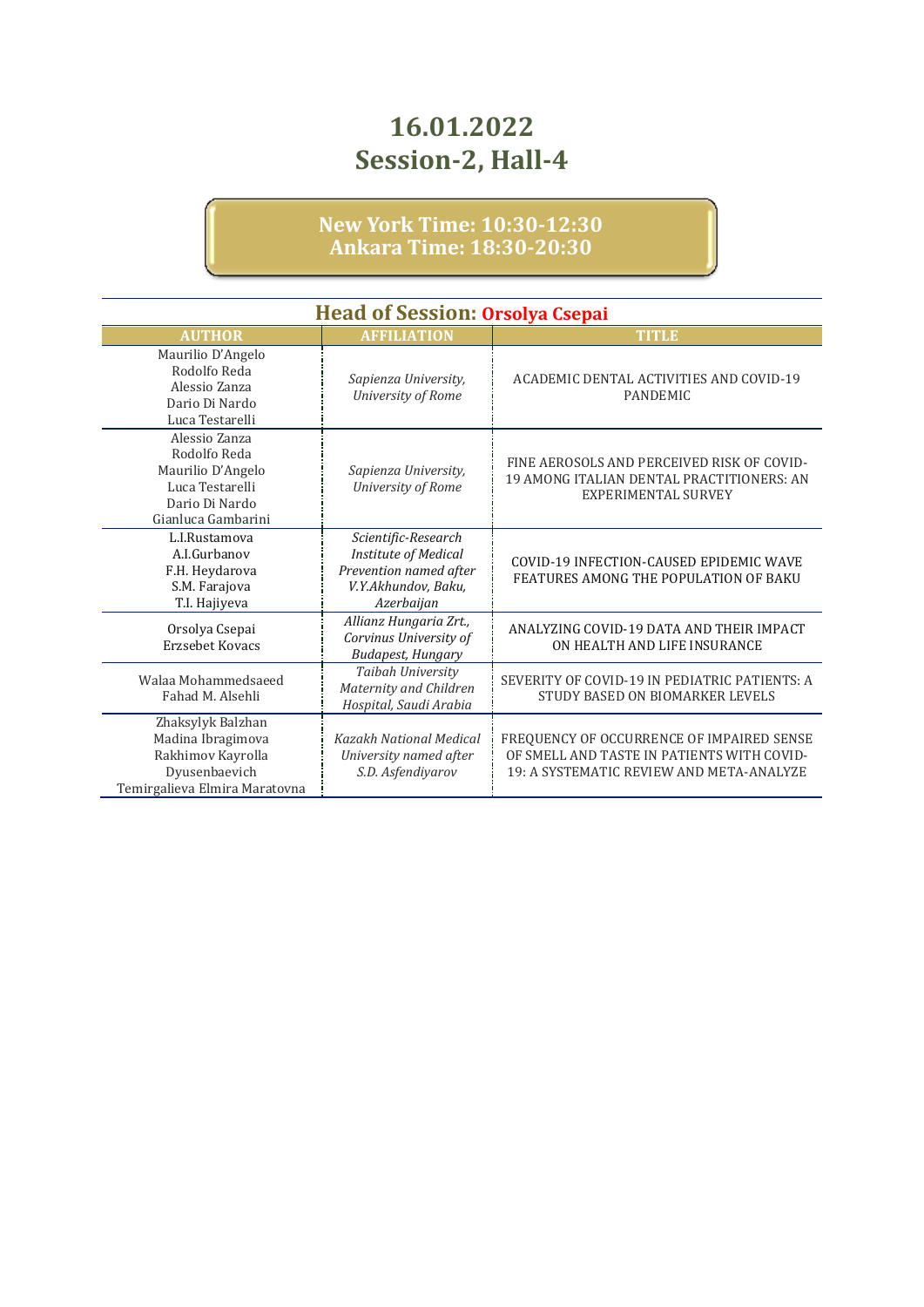# 16.01.2022
# Session-2, Hall-4

**New York Time: 10:30-12:30**
**Ankara Time: 18:30-20:30**

## Head of Session: Orsolya Csepai

| AUTHOR | AFFILIATION | TITLE |
|---|---|---|
| Maurilio D'Angelo<br>Rodolfo Reda<br>Alessio Zanza<br>Dario Di Nardo<br>Luca Testarelli | *Sapienza University, University of Rome* | ACADEMIC DENTAL ACTIVITIES AND COVID-19 PANDEMIC |
| Alessio Zanza<br>Rodolfo Reda<br>Maurilio D'Angelo<br>Luca Testarelli<br>Dario Di Nardo<br>Gianluca Gambarini | *Sapienza University, University of Rome* | FINE AEROSOLS AND PERCEIVED RISK OF COVID-19 AMONG ITALIAN DENTAL PRACTITIONERS: AN EXPERIMENTAL SURVEY |
| L.I.Rustamova<br>A.I.Gurbanov<br>F.H. Heydarova<br>S.M. Farajova<br>T.I. Hajiyeva | *Scientific-Research Institute of Medical Prevention named after V.Y.Akhundov, Baku, Azerbaijan* | COVID-19 INFECTION-CAUSED EPIDEMIC WAVE FEATURES AMONG THE POPULATION OF BAKU |
| Orsolya Csepai<br>Erzsebet Kovacs | *Allianz Hungaria Zrt., Corvinus University of Budapest, Hungary* | ANALYZING COVID-19 DATA AND THEIR IMPACT ON HEALTH AND LIFE INSURANCE |
| Walaa Mohammedsaeed<br>Fahad M. Alsehli | *Taibah University Maternity and Children Hospital, Saudi Arabia* | SEVERITY OF COVID-19 IN PEDIATRIC PATIENTS: A STUDY BASED ON BIOMARKER LEVELS |
| Zhaksylyk Balzhan<br>Madina Ibragimova<br>Rakhimov Kayrolla Dyusenbaevich<br>Temirgalieva Elmira Maratovna | *Kazakh National Medical University named after S.D. Asfendiyarov* | FREQUENCY OF OCCURRENCE OF IMPAIRED SENSE OF SMELL AND TASTE IN PATIENTS WITH COVID-19: A SYSTEMATIC REVIEW AND META-ANALYZE |